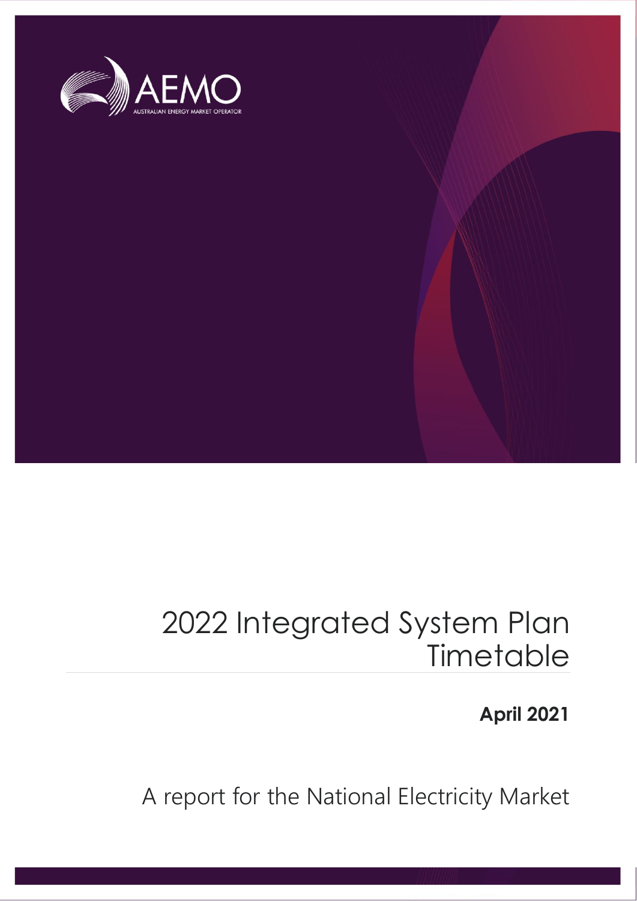AEMO

AUSTRALIAN ENERGY MARKET OPERATOR

# 2022 Integrated System Plan Timetable

**April 2021**

A report for the National Electricity Market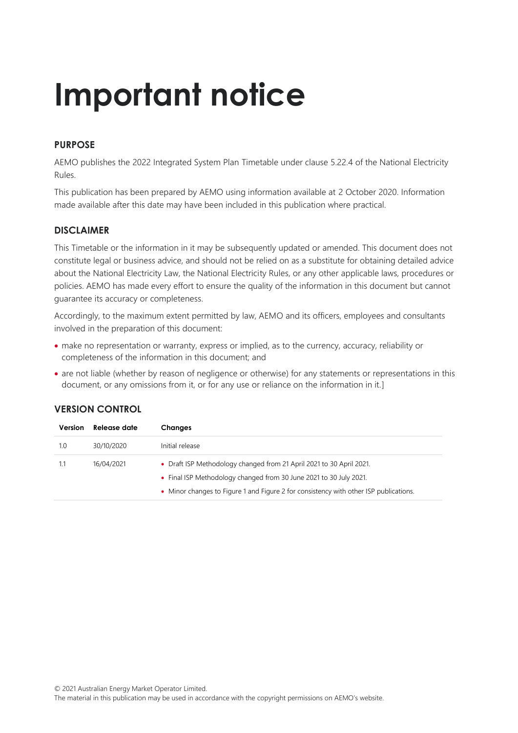# Important notice

## PURPOSE

AEMO publishes the 2022 Integrated System Plan Timetable under clause 5.22.4 of the National Electricity Rules.

This publication has been prepared by AEMO using information available at 2 October 2020. Information made available after this date may have been included in this publication where practical.

## DISCLAIMER

This Timetable or the information in it may be subsequently updated or amended. This document does not constitute legal or business advice, and should not be relied on as a substitute for obtaining detailed advice about the National Electricity Law, the National Electricity Rules, or any other applicable laws, procedures or policies. AEMO has made every effort to ensure the quality of the information in this document but cannot guarantee its accuracy or completeness.

Accordingly, to the maximum extent permitted by law, AEMO and its officers, employees and consultants involved in the preparation of this document:

- make no representation or warranty, express or implied, as to the currency, accuracy, reliability or completeness of the information in this document; and
- are not liable (whether by reason of negligence or otherwise) for any statements or representations in this document, or any omissions from it, or for any use or reliance on the information in it.]

## VERSION CONTROL

| Version | Release date | Changes |
|---|---|---|
| 1.0 | 30/10/2020 | Initial release |
| 1.1 | 16/04/2021 | • Draft ISP Methodology changed from 21 April 2021 to 30 April 2021.<br>• Final ISP Methodology changed from 30 June 2021 to 30 July 2021.<br>• Minor changes to Figure 1 and Figure 2 for consistency with other ISP publications. |

© 2021 Australian Energy Market Operator Limited.
The material in this publication may be used in accordance with the copyright permissions on AEMO's website.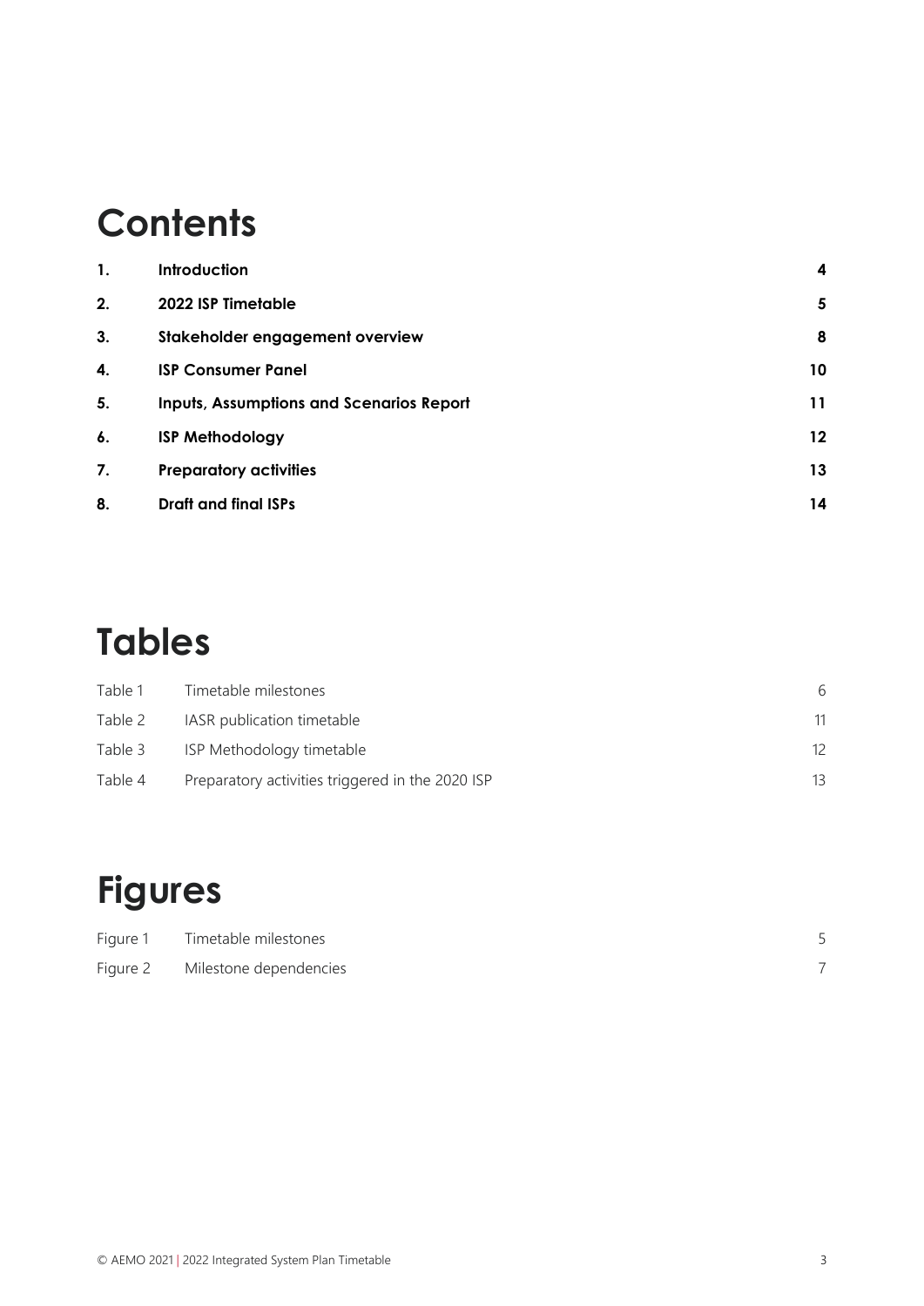# Contents

| | | |
|---|---|---|
| **1.** | **Introduction** | **4** |
| **2.** | **2022 ISP Timetable** | **5** |
| **3.** | **Stakeholder engagement overview** | **8** |
| **4.** | **ISP Consumer Panel** | **10** |
| **5.** | **Inputs, Assumptions and Scenarios Report** | **11** |
| **6.** | **ISP Methodology** | **12** |
| **7.** | **Preparatory activities** | **13** |
| **8.** | **Draft and final ISPs** | **14** |

# Tables

| | | |
|---|---|---|
| Table 1 | Timetable milestones | 6 |
| Table 2 | IASR publication timetable | 11 |
| Table 3 | ISP Methodology timetable | 12 |
| Table 4 | Preparatory activities triggered in the 2020 ISP | 13 |

# Figures

| | | |
|---|---|---|
| Figure 1 | Timetable milestones | 5 |
| Figure 2 | Milestone dependencies | 7 |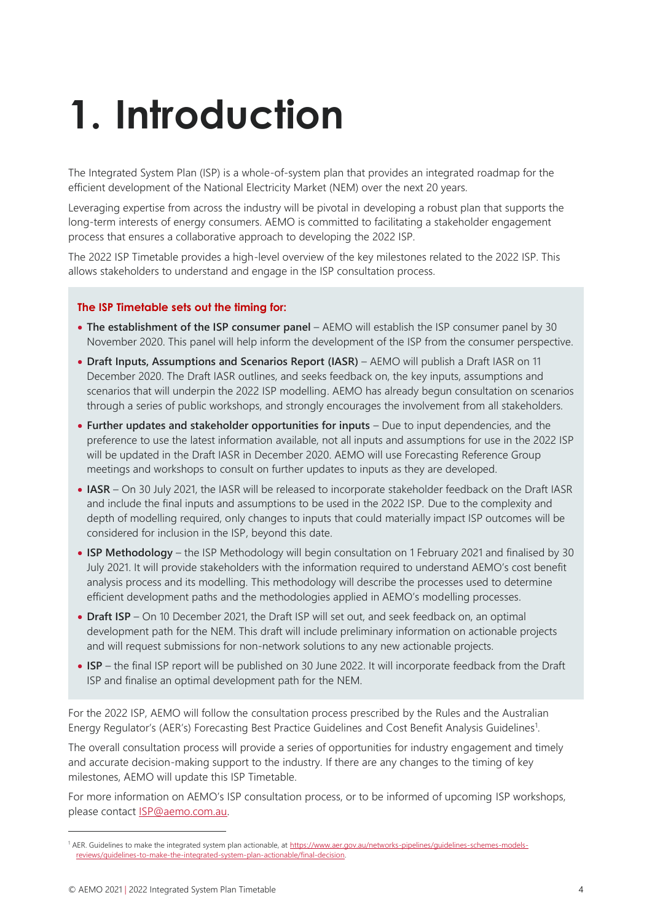# 1. Introduction

The Integrated System Plan (ISP) is a whole-of-system plan that provides an integrated roadmap for the efficient development of the National Electricity Market (NEM) over the next 20 years.

Leveraging expertise from across the industry will be pivotal in developing a robust plan that supports the long-term interests of energy consumers. AEMO is committed to facilitating a stakeholder engagement process that ensures a collaborative approach to developing the 2022 ISP.

The 2022 ISP Timetable provides a high-level overview of the key milestones related to the 2022 ISP. This allows stakeholders to understand and engage in the ISP consultation process.

**The ISP Timetable sets out the timing for:**

- **The establishment of the ISP consumer panel** – AEMO will establish the ISP consumer panel by 30 November 2020. This panel will help inform the development of the ISP from the consumer perspective.
- **Draft Inputs, Assumptions and Scenarios Report (IASR)** – AEMO will publish a Draft IASR on 11 December 2020. The Draft IASR outlines, and seeks feedback on, the key inputs, assumptions and scenarios that will underpin the 2022 ISP modelling. AEMO has already begun consultation on scenarios through a series of public workshops, and strongly encourages the involvement from all stakeholders.
- **Further updates and stakeholder opportunities for inputs** – Due to input dependencies, and the preference to use the latest information available, not all inputs and assumptions for use in the 2022 ISP will be updated in the Draft IASR in December 2020. AEMO will use Forecasting Reference Group meetings and workshops to consult on further updates to inputs as they are developed.
- **IASR** – On 30 July 2021, the IASR will be released to incorporate stakeholder feedback on the Draft IASR and include the final inputs and assumptions to be used in the 2022 ISP. Due to the complexity and depth of modelling required, only changes to inputs that could materially impact ISP outcomes will be considered for inclusion in the ISP, beyond this date.
- **ISP Methodology** – the ISP Methodology will begin consultation on 1 February 2021 and finalised by 30 July 2021. It will provide stakeholders with the information required to understand AEMO's cost benefit analysis process and its modelling. This methodology will describe the processes used to determine efficient development paths and the methodologies applied in AEMO's modelling processes.
- **Draft ISP** – On 10 December 2021, the Draft ISP will set out, and seek feedback on, an optimal development path for the NEM. This draft will include preliminary information on actionable projects and will request submissions for non-network solutions to any new actionable projects.
- **ISP** – the final ISP report will be published on 30 June 2022. It will incorporate feedback from the Draft ISP and finalise an optimal development path for the NEM.

For the 2022 ISP, AEMO will follow the consultation process prescribed by the Rules and the Australian Energy Regulator's (AER's) Forecasting Best Practice Guidelines and Cost Benefit Analysis Guidelines[1].

The overall consultation process will provide a series of opportunities for industry engagement and timely and accurate decision-making support to the industry. If there are any changes to the timing of key milestones, AEMO will update this ISP Timetable.

For more information on AEMO's ISP consultation process, or to be informed of upcoming ISP workshops, please contact ISP@aemo.com.au.

---

[1] AER. Guidelines to make the integrated system plan actionable, at https://www.aer.gov.au/networks-pipelines/guidelines-schemes-models-reviews/guidelines-to-make-the-integrated-system-plan-actionable/final-decision.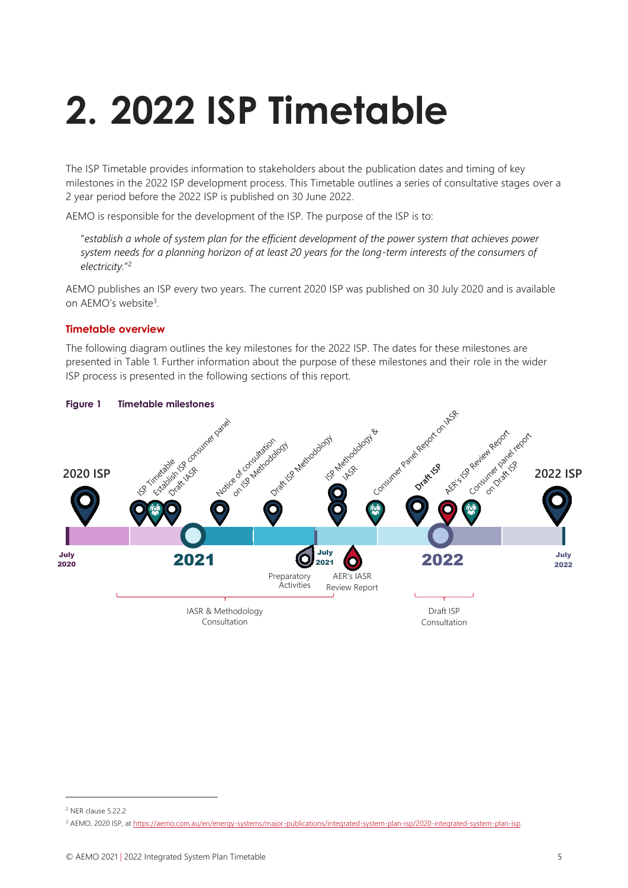# 2. 2022 ISP Timetable

The ISP Timetable provides information to stakeholders about the publication dates and timing of key milestones in the 2022 ISP development process. This Timetable outlines a series of consultative stages over a 2 year period before the 2022 ISP is published on 30 June 2022.

AEMO is responsible for the development of the ISP. The purpose of the ISP is to:

> "*establish a whole of system plan for the efficient development of the power system that achieves power system needs for a planning horizon of at least 20 years for the long-term interests of the consumers of electricity.*"[2]

AEMO publishes an ISP every two years. The current 2020 ISP was published on 30 July 2020 and is available on AEMO's website[3].

### Timetable overview

The following diagram outlines the key milestones for the 2022 ISP. The dates for these milestones are presented in Table 1. Further information about the purpose of these milestones and their role in the wider ISP process is presented in the following sections of this report.

**Figure 1 Timetable milestones**

2020 ISP | ISP Timetable | Establish ISP consumer panel | Draft IASR | Notice of consultation on ISP Methodology | Draft ISP Methodology | ISP Methodology & IASR | Consumer Panel Report on IASR | **Draft ISP** | AER's ISP Review Report | Consumer panel report on Draft ISP | 2022 ISP

July 2020 | 2021 | July 2021 | 2022 | July 2022

Preparatory Activities | AER's IASR Review Report

IASR & Methodology Consultation | Draft ISP Consultation

---

[2] NER clause 5.22.2

[3] AEMO, 2020 ISP, at https://aemo.com.au/en/energy-systems/major-publications/integrated-system-plan-isp/2020-integrated-system-plan-isp.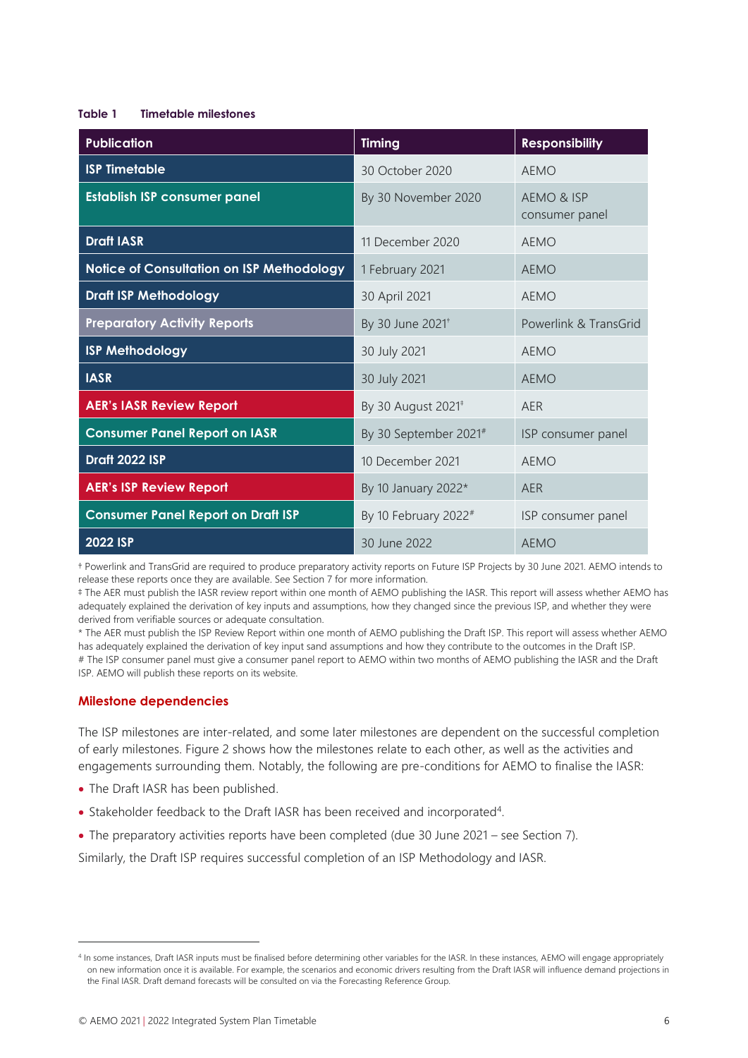**Table 1 Timetable milestones**

| Publication | Timing | Responsibility |
|---|---|---|
| ISP Timetable | 30 October 2020 | AEMO |
| Establish ISP consumer panel | By 30 November 2020 | AEMO & ISP consumer panel |
| Draft IASR | 11 December 2020 | AEMO |
| Notice of Consultation on ISP Methodology | 1 February 2021 | AEMO |
| Draft ISP Methodology | 30 April 2021 | AEMO |
| Preparatory Activity Reports | By 30 June 2021† | Powerlink & TransGrid |
| ISP Methodology | 30 July 2021 | AEMO |
| IASR | 30 July 2021 | AEMO |
| AER's IASR Review Report | By 30 August 2021‡ | AER |
| Consumer Panel Report on IASR | By 30 September 2021# | ISP consumer panel |
| Draft 2022 ISP | 10 December 2021 | AEMO |
| AER's ISP Review Report | By 10 January 2022* | AER |
| Consumer Panel Report on Draft ISP | By 10 February 2022# | ISP consumer panel |
| 2022 ISP | 30 June 2022 | AEMO |

† Powerlink and TransGrid are required to produce preparatory activity reports on Future ISP Projects by 30 June 2021. AEMO intends to release these reports once they are available. See Section 7 for more information.
‡ The AER must publish the IASR review report within one month of AEMO publishing the IASR. This report will assess whether AEMO has adequately explained the derivation of key inputs and assumptions, how they changed since the previous ISP, and whether they were derived from verifiable sources or adequate consultation.
* The AER must publish the ISP Review Report within one month of AEMO publishing the Draft ISP. This report will assess whether AEMO has adequately explained the derivation of key input sand assumptions and how they contribute to the outcomes in the Draft ISP.
# The ISP consumer panel must give a consumer panel report to AEMO within two months of AEMO publishing the IASR and the Draft ISP. AEMO will publish these reports on its website.

### Milestone dependencies

The ISP milestones are inter-related, and some later milestones are dependent on the successful completion of early milestones. Figure 2 shows how the milestones relate to each other, as well as the activities and engagements surrounding them. Notably, the following are pre-conditions for AEMO to finalise the IASR:

- The Draft IASR has been published.
- Stakeholder feedback to the Draft IASR has been received and incorporated[4].
- The preparatory activities reports have been completed (due 30 June 2021 – see Section 7).

Similarly, the Draft ISP requires successful completion of an ISP Methodology and IASR.

[4] In some instances, Draft IASR inputs must be finalised before determining other variables for the IASR. In these instances, AEMO will engage appropriately on new information once it is available. For example, the scenarios and economic drivers resulting from the Draft IASR will influence demand projections in the Final IASR. Draft demand forecasts will be consulted on via the Forecasting Reference Group.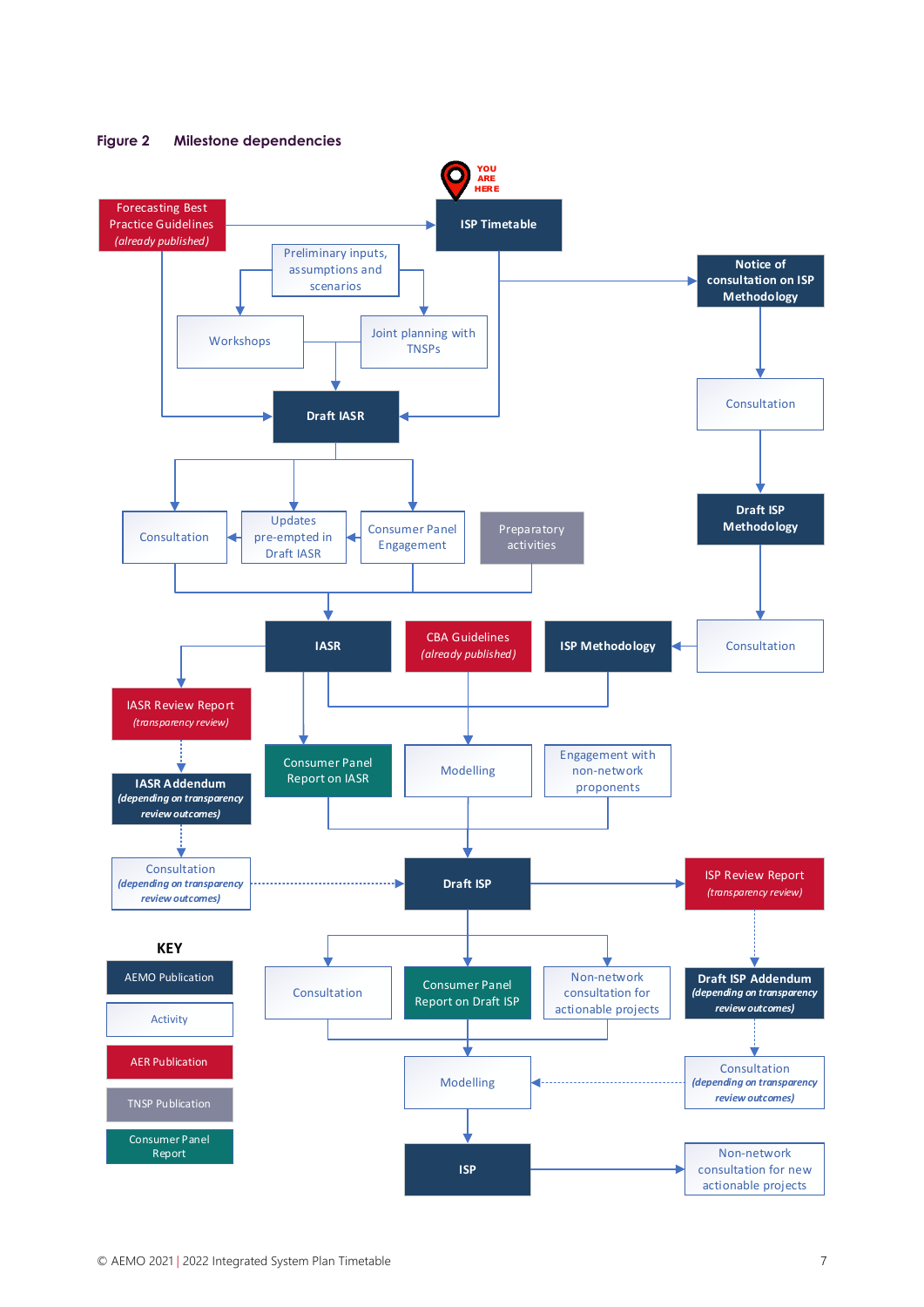**Figure 2 Milestone dependencies**

YOU ARE HERE

Forecasting Best Practice Guidelines *(already published)*

ISP Timetable

Preliminary inputs, assumptions and scenarios

Notice of consultation on ISP Methodology

Workshops

Joint planning with TNSPs

Consultation

Draft IASR

Draft ISP Methodology

Consultation

Updates pre-empted in Draft IASR

Consumer Panel Engagement

Preparatory activities

Consultation

IASR

CBA Guidelines *(already published)*

ISP Methodology

IASR Review Report *(transparency review)*

Consumer Panel Report on IASR

Modelling

Engagement with non-network proponents

IASR Addendum *(depending on transparency review outcomes)*

Consultation *(depending on transparency review outcomes)*

Draft ISP

ISP Review Report *(transparency review)*

**KEY**

- AEMO Publication
- Activity
- AER Publication
- TNSP Publication
- Consumer Panel Report

Consultation

Consumer Panel Report on Draft ISP

Non-network consultation for actionable projects

Draft ISP Addendum *(depending on transparency review outcomes)*

Consultation *(depending on transparency review outcomes)*

Modelling

ISP

Non-network consultation for new actionable projects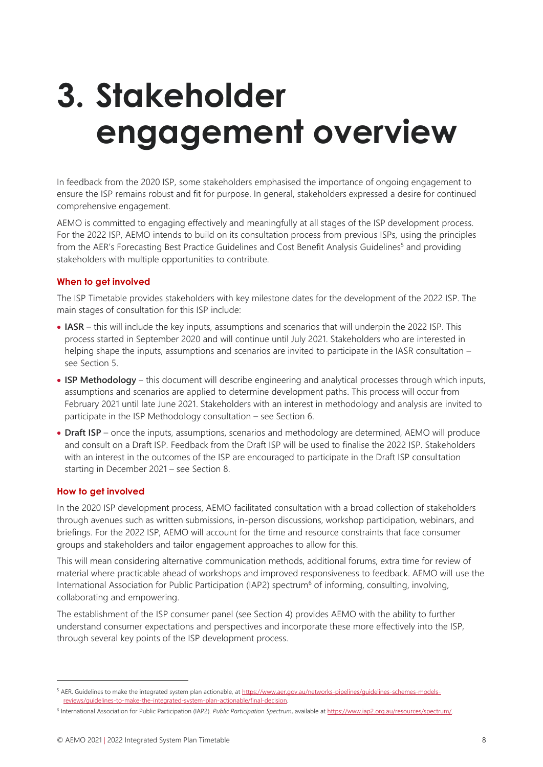# 3. Stakeholder engagement overview

In feedback from the 2020 ISP, some stakeholders emphasised the importance of ongoing engagement to ensure the ISP remains robust and fit for purpose. In general, stakeholders expressed a desire for continued comprehensive engagement.

AEMO is committed to engaging effectively and meaningfully at all stages of the ISP development process. For the 2022 ISP, AEMO intends to build on its consultation process from previous ISPs, using the principles from the AER's Forecasting Best Practice Guidelines and Cost Benefit Analysis Guidelines[5] and providing stakeholders with multiple opportunities to contribute.

### When to get involved

The ISP Timetable provides stakeholders with key milestone dates for the development of the 2022 ISP. The main stages of consultation for this ISP include:

- **IASR** – this will include the key inputs, assumptions and scenarios that will underpin the 2022 ISP. This process started in September 2020 and will continue until July 2021. Stakeholders who are interested in helping shape the inputs, assumptions and scenarios are invited to participate in the IASR consultation – see Section 5.
- **ISP Methodology** – this document will describe engineering and analytical processes through which inputs, assumptions and scenarios are applied to determine development paths. This process will occur from February 2021 until late June 2021. Stakeholders with an interest in methodology and analysis are invited to participate in the ISP Methodology consultation – see Section 6.
- **Draft ISP** – once the inputs, assumptions, scenarios and methodology are determined, AEMO will produce and consult on a Draft ISP. Feedback from the Draft ISP will be used to finalise the 2022 ISP. Stakeholders with an interest in the outcomes of the ISP are encouraged to participate in the Draft ISP consultation starting in December 2021 – see Section 8.

### How to get involved

In the 2020 ISP development process, AEMO facilitated consultation with a broad collection of stakeholders through avenues such as written submissions, in-person discussions, workshop participation, webinars, and briefings. For the 2022 ISP, AEMO will account for the time and resource constraints that face consumer groups and stakeholders and tailor engagement approaches to allow for this.

This will mean considering alternative communication methods, additional forums, extra time for review of material where practicable ahead of workshops and improved responsiveness to feedback. AEMO will use the International Association for Public Participation (IAP2) spectrum[6] of informing, consulting, involving, collaborating and empowering.

The establishment of the ISP consumer panel (see Section 4) provides AEMO with the ability to further understand consumer expectations and perspectives and incorporate these more effectively into the ISP, through several key points of the ISP development process.

---

[5] AER. Guidelines to make the integrated system plan actionable, at https://www.aer.gov.au/networks-pipelines/guidelines-schemes-models-reviews/guidelines-to-make-the-integrated-system-plan-actionable/final-decision.

[6] International Association for Public Participation (IAP2). *Public Participation Spectrum*, available at https://www.iap2.org.au/resources/spectrum/.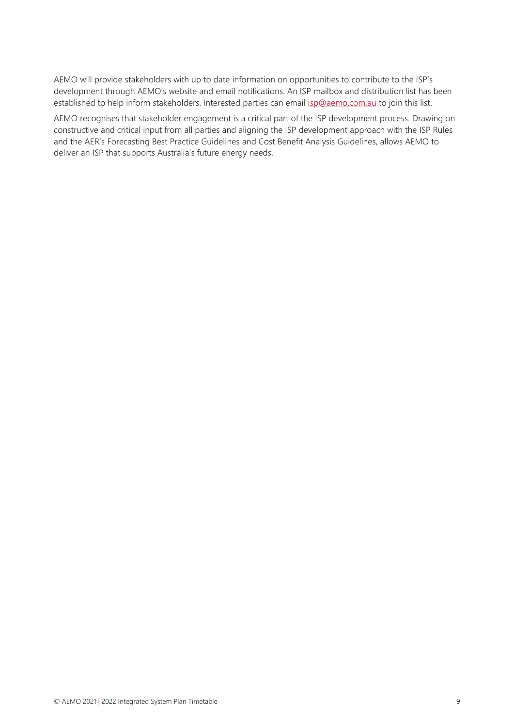AEMO will provide stakeholders with up to date information on opportunities to contribute to the ISP's development through AEMO's website and email notifications. An ISP mailbox and distribution list has been established to help inform stakeholders. Interested parties can email isp@aemo.com.au to join this list.

AEMO recognises that stakeholder engagement is a critical part of the ISP development process. Drawing on constructive and critical input from all parties and aligning the ISP development approach with the ISP Rules and the AER's Forecasting Best Practice Guidelines and Cost Benefit Analysis Guidelines, allows AEMO to deliver an ISP that supports Australia's future energy needs.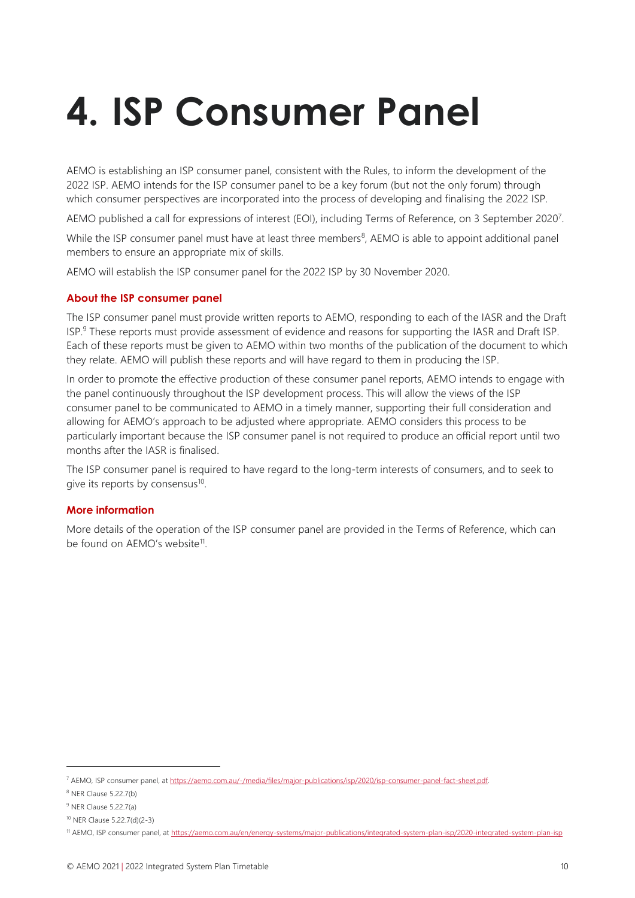# 4. ISP Consumer Panel

AEMO is establishing an ISP consumer panel, consistent with the Rules, to inform the development of the 2022 ISP. AEMO intends for the ISP consumer panel to be a key forum (but not the only forum) through which consumer perspectives are incorporated into the process of developing and finalising the 2022 ISP.

AEMO published a call for expressions of interest (EOI), including Terms of Reference, on 3 September 2020[7].

While the ISP consumer panel must have at least three members[8], AEMO is able to appoint additional panel members to ensure an appropriate mix of skills.

AEMO will establish the ISP consumer panel for the 2022 ISP by 30 November 2020.

### About the ISP consumer panel

The ISP consumer panel must provide written reports to AEMO, responding to each of the IASR and the Draft ISP.[9] These reports must provide assessment of evidence and reasons for supporting the IASR and Draft ISP. Each of these reports must be given to AEMO within two months of the publication of the document to which they relate. AEMO will publish these reports and will have regard to them in producing the ISP.

In order to promote the effective production of these consumer panel reports, AEMO intends to engage with the panel continuously throughout the ISP development process. This will allow the views of the ISP consumer panel to be communicated to AEMO in a timely manner, supporting their full consideration and allowing for AEMO's approach to be adjusted where appropriate. AEMO considers this process to be particularly important because the ISP consumer panel is not required to produce an official report until two months after the IASR is finalised.

The ISP consumer panel is required to have regard to the long-term interests of consumers, and to seek to give its reports by consensus[10].

### More information

More details of the operation of the ISP consumer panel are provided in the Terms of Reference, which can be found on AEMO's website[11].

---

[7] AEMO, ISP consumer panel, at https://aemo.com.au/-/media/files/major-publications/isp/2020/isp-consumer-panel-fact-sheet.pdf.

[8] NER Clause 5.22.7(b)

[9] NER Clause 5.22.7(a)

[10] NER Clause 5.22.7(d)(2-3)

[11] AEMO, ISP consumer panel, at https://aemo.com.au/en/energy-systems/major-publications/integrated-system-plan-isp/2020-integrated-system-plan-isp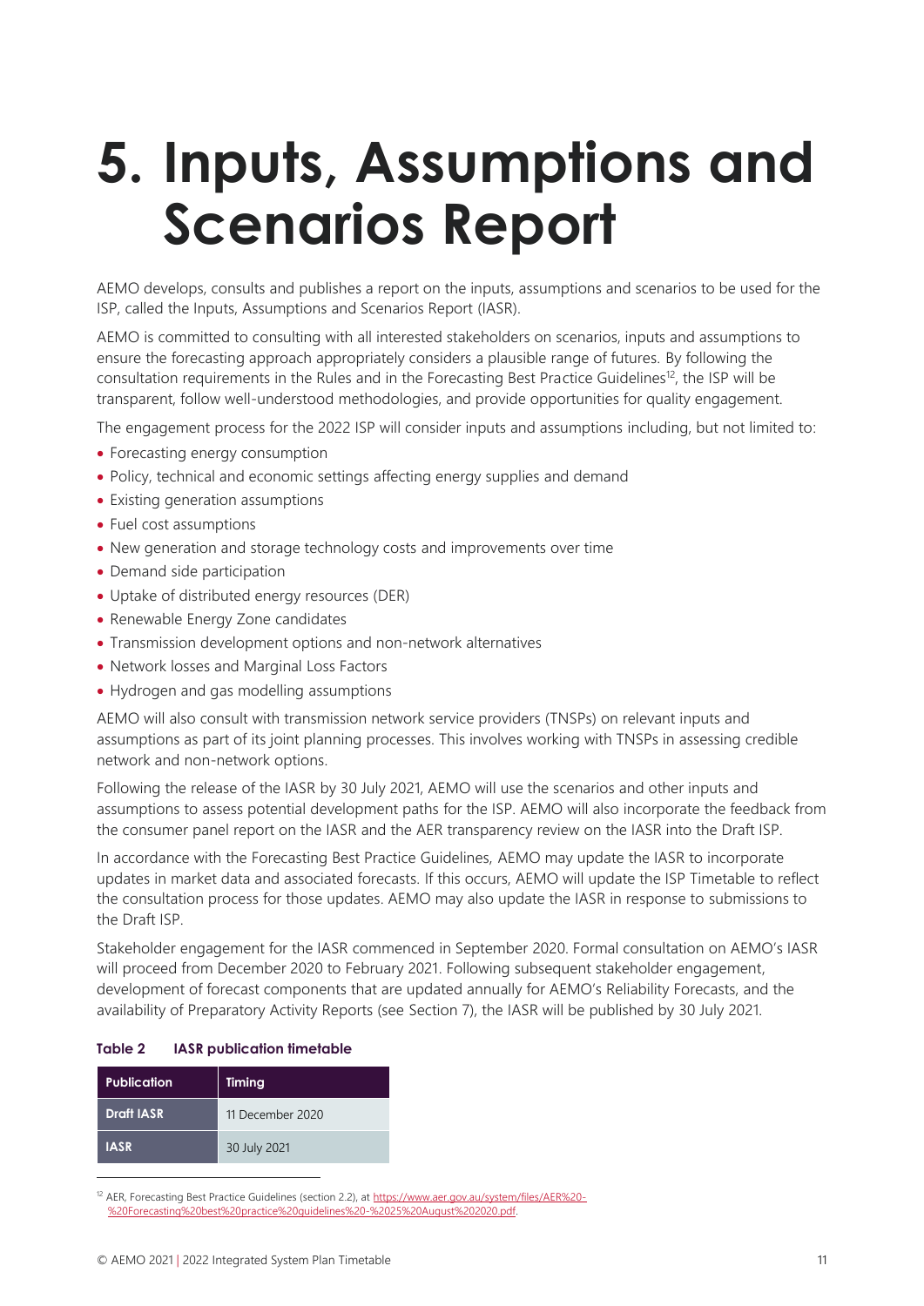# 5. Inputs, Assumptions and Scenarios Report

AEMO develops, consults and publishes a report on the inputs, assumptions and scenarios to be used for the ISP, called the Inputs, Assumptions and Scenarios Report (IASR).

AEMO is committed to consulting with all interested stakeholders on scenarios, inputs and assumptions to ensure the forecasting approach appropriately considers a plausible range of futures. By following the consultation requirements in the Rules and in the Forecasting Best Practice Guidelines[12], the ISP will be transparent, follow well-understood methodologies, and provide opportunities for quality engagement.

The engagement process for the 2022 ISP will consider inputs and assumptions including, but not limited to:

- Forecasting energy consumption
- Policy, technical and economic settings affecting energy supplies and demand
- Existing generation assumptions
- Fuel cost assumptions
- New generation and storage technology costs and improvements over time
- Demand side participation
- Uptake of distributed energy resources (DER)
- Renewable Energy Zone candidates
- Transmission development options and non-network alternatives
- Network losses and Marginal Loss Factors
- Hydrogen and gas modelling assumptions

AEMO will also consult with transmission network service providers (TNSPs) on relevant inputs and assumptions as part of its joint planning processes. This involves working with TNSPs in assessing credible network and non-network options.

Following the release of the IASR by 30 July 2021, AEMO will use the scenarios and other inputs and assumptions to assess potential development paths for the ISP. AEMO will also incorporate the feedback from the consumer panel report on the IASR and the AER transparency review on the IASR into the Draft ISP.

In accordance with the Forecasting Best Practice Guidelines, AEMO may update the IASR to incorporate updates in market data and associated forecasts. If this occurs, AEMO will update the ISP Timetable to reflect the consultation process for those updates. AEMO may also update the IASR in response to submissions to the Draft ISP.

Stakeholder engagement for the IASR commenced in September 2020. Formal consultation on AEMO's IASR will proceed from December 2020 to February 2021. Following subsequent stakeholder engagement, development of forecast components that are updated annually for AEMO's Reliability Forecasts, and the availability of Preparatory Activity Reports (see Section 7), the IASR will be published by 30 July 2021.

**Table 2 IASR publication timetable**

| Publication | Timing |
| --- | --- |
| Draft IASR | 11 December 2020 |
| IASR | 30 July 2021 |

[12] AER, Forecasting Best Practice Guidelines (section 2.2), at https://www.aer.gov.au/system/files/AER%20-%20Forecasting%20best%20practice%20guidelines%20-%2025%20August%202020.pdf.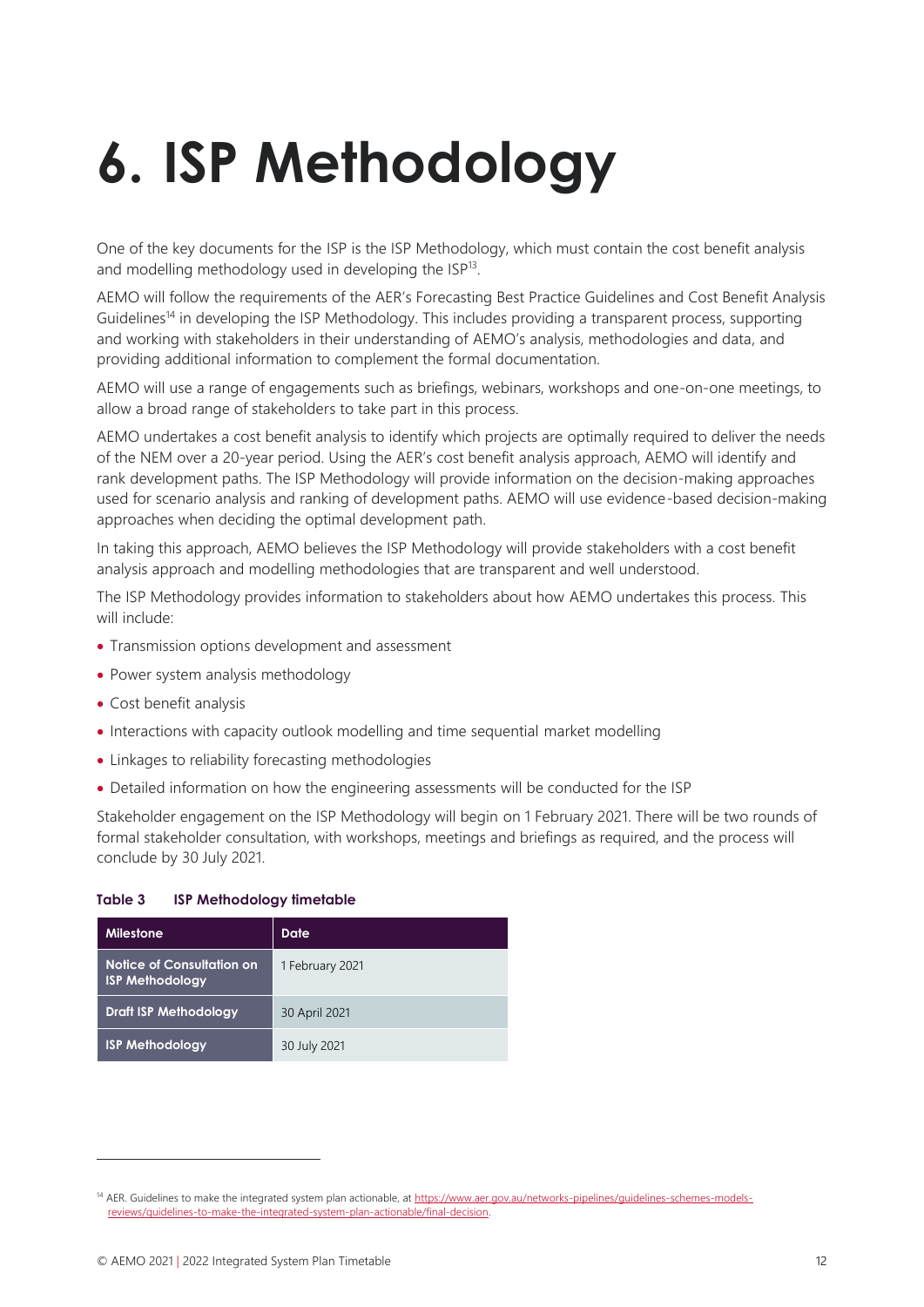# 6. ISP Methodology

One of the key documents for the ISP is the ISP Methodology, which must contain the cost benefit analysis and modelling methodology used in developing the ISP[13].

AEMO will follow the requirements of the AER's Forecasting Best Practice Guidelines and Cost Benefit Analysis Guidelines[14] in developing the ISP Methodology. This includes providing a transparent process, supporting and working with stakeholders in their understanding of AEMO's analysis, methodologies and data, and providing additional information to complement the formal documentation.

AEMO will use a range of engagements such as briefings, webinars, workshops and one-on-one meetings, to allow a broad range of stakeholders to take part in this process.

AEMO undertakes a cost benefit analysis to identify which projects are optimally required to deliver the needs of the NEM over a 20-year period. Using the AER's cost benefit analysis approach, AEMO will identify and rank development paths. The ISP Methodology will provide information on the decision-making approaches used for scenario analysis and ranking of development paths. AEMO will use evidence-based decision-making approaches when deciding the optimal development path.

In taking this approach, AEMO believes the ISP Methodology will provide stakeholders with a cost benefit analysis approach and modelling methodologies that are transparent and well understood.

The ISP Methodology provides information to stakeholders about how AEMO undertakes this process. This will include:

- Transmission options development and assessment
- Power system analysis methodology
- Cost benefit analysis
- Interactions with capacity outlook modelling and time sequential market modelling
- Linkages to reliability forecasting methodologies
- Detailed information on how the engineering assessments will be conducted for the ISP

Stakeholder engagement on the ISP Methodology will begin on 1 February 2021. There will be two rounds of formal stakeholder consultation, with workshops, meetings and briefings as required, and the process will conclude by 30 July 2021.

**Table 3 ISP Methodology timetable**

| Milestone | Date |
|---|---|
| **Notice of Consultation on ISP Methodology** | 1 February 2021 |
| **Draft ISP Methodology** | 30 April 2021 |
| **ISP Methodology** | 30 July 2021 |

[14] AER. Guidelines to make the integrated system plan actionable, at https://www.aer.gov.au/networks-pipelines/guidelines-schemes-models-reviews/guidelines-to-make-the-integrated-system-plan-actionable/final-decision.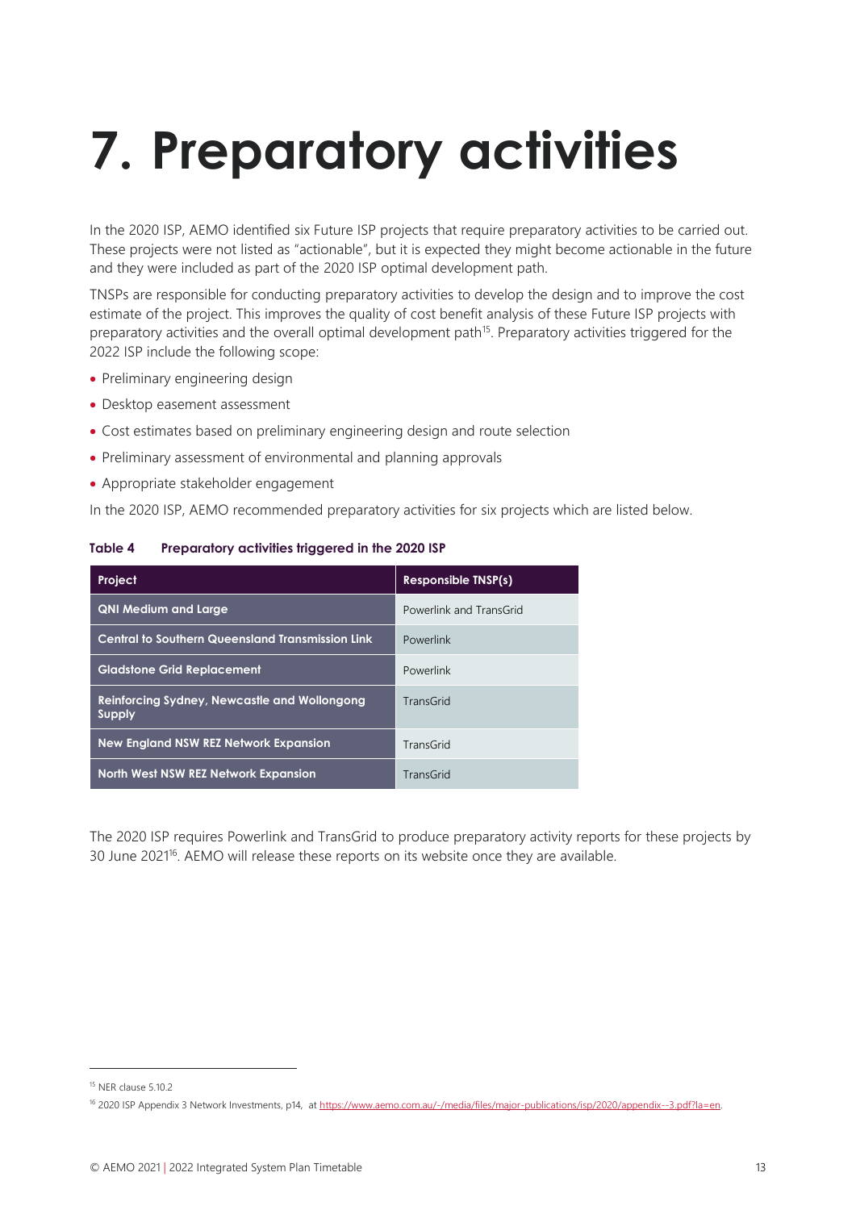# 7. Preparatory activities

In the 2020 ISP, AEMO identified six Future ISP projects that require preparatory activities to be carried out. These projects were not listed as "actionable", but it is expected they might become actionable in the future and they were included as part of the 2020 ISP optimal development path.

TNSPs are responsible for conducting preparatory activities to develop the design and to improve the cost estimate of the project. This improves the quality of cost benefit analysis of these Future ISP projects with preparatory activities and the overall optimal development path[15]. Preparatory activities triggered for the 2022 ISP include the following scope:

- Preliminary engineering design
- Desktop easement assessment
- Cost estimates based on preliminary engineering design and route selection
- Preliminary assessment of environmental and planning approvals
- Appropriate stakeholder engagement

In the 2020 ISP, AEMO recommended preparatory activities for six projects which are listed below.

**Table 4 Preparatory activities triggered in the 2020 ISP**

| Project | Responsible TNSP(s) |
|---|---|
| QNI Medium and Large | Powerlink and TransGrid |
| Central to Southern Queensland Transmission Link | Powerlink |
| Gladstone Grid Replacement | Powerlink |
| Reinforcing Sydney, Newcastle and Wollongong Supply | TransGrid |
| New England NSW REZ Network Expansion | TransGrid |
| North West NSW REZ Network Expansion | TransGrid |

The 2020 ISP requires Powerlink and TransGrid to produce preparatory activity reports for these projects by 30 June 2021[16]. AEMO will release these reports on its website once they are available.

---

[15] NER clause 5.10.2

[16] 2020 ISP Appendix 3 Network Investments, p14, at https://www.aemo.com.au/-/media/files/major-publications/isp/2020/appendix--3.pdf?la=en.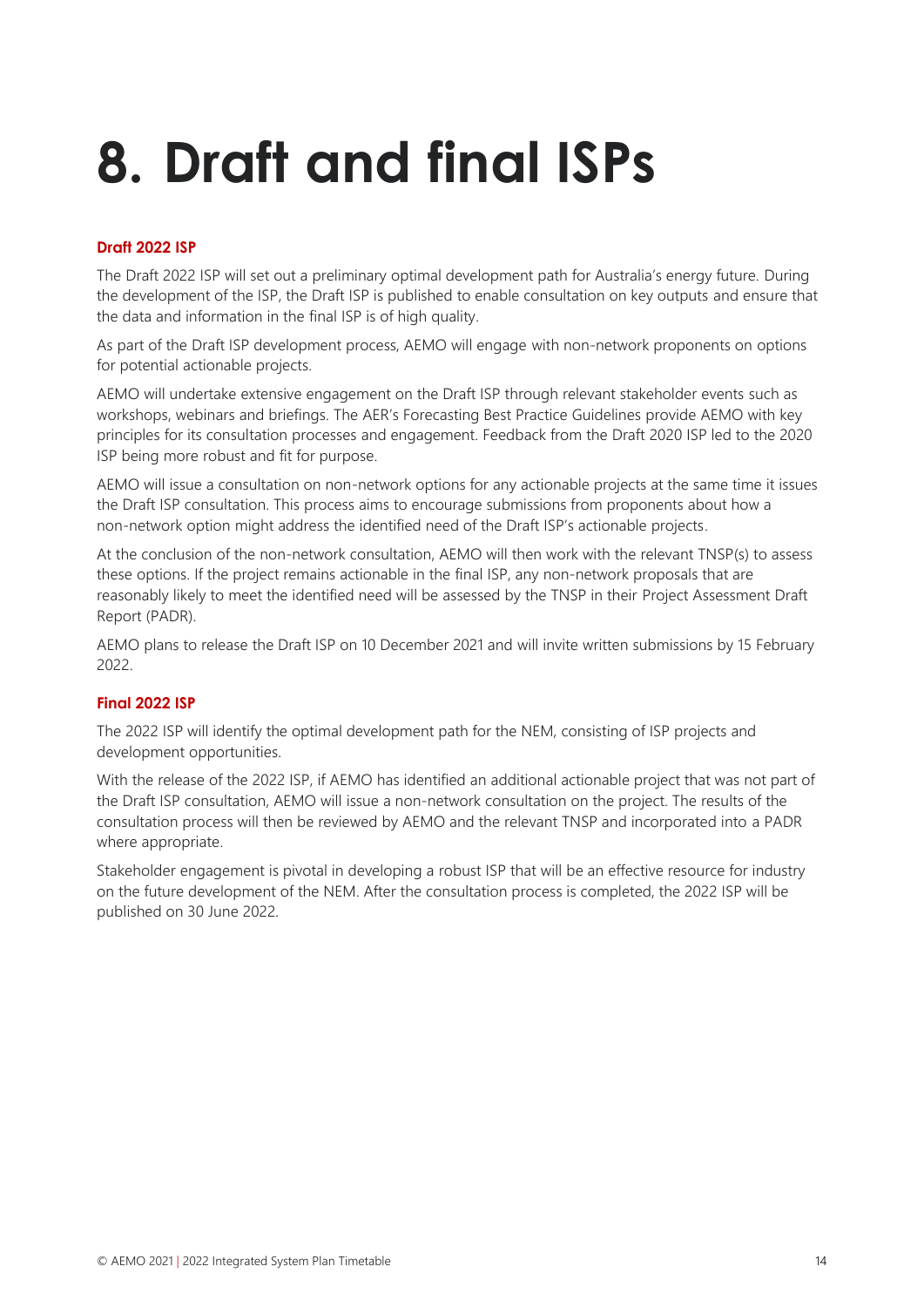# 8. Draft and final ISPs

### Draft 2022 ISP

The Draft 2022 ISP will set out a preliminary optimal development path for Australia's energy future. During the development of the ISP, the Draft ISP is published to enable consultation on key outputs and ensure that the data and information in the final ISP is of high quality.

As part of the Draft ISP development process, AEMO will engage with non-network proponents on options for potential actionable projects.

AEMO will undertake extensive engagement on the Draft ISP through relevant stakeholder events such as workshops, webinars and briefings. The AER's Forecasting Best Practice Guidelines provide AEMO with key principles for its consultation processes and engagement. Feedback from the Draft 2020 ISP led to the 2020 ISP being more robust and fit for purpose.

AEMO will issue a consultation on non-network options for any actionable projects at the same time it issues the Draft ISP consultation. This process aims to encourage submissions from proponents about how a non-network option might address the identified need of the Draft ISP's actionable projects.

At the conclusion of the non-network consultation, AEMO will then work with the relevant TNSP(s) to assess these options. If the project remains actionable in the final ISP, any non-network proposals that are reasonably likely to meet the identified need will be assessed by the TNSP in their Project Assessment Draft Report (PADR).

AEMO plans to release the Draft ISP on 10 December 2021 and will invite written submissions by 15 February 2022.

### Final 2022 ISP

The 2022 ISP will identify the optimal development path for the NEM, consisting of ISP projects and development opportunities.

With the release of the 2022 ISP, if AEMO has identified an additional actionable project that was not part of the Draft ISP consultation, AEMO will issue a non-network consultation on the project. The results of the consultation process will then be reviewed by AEMO and the relevant TNSP and incorporated into a PADR where appropriate.

Stakeholder engagement is pivotal in developing a robust ISP that will be an effective resource for industry on the future development of the NEM. After the consultation process is completed, the 2022 ISP will be published on 30 June 2022.